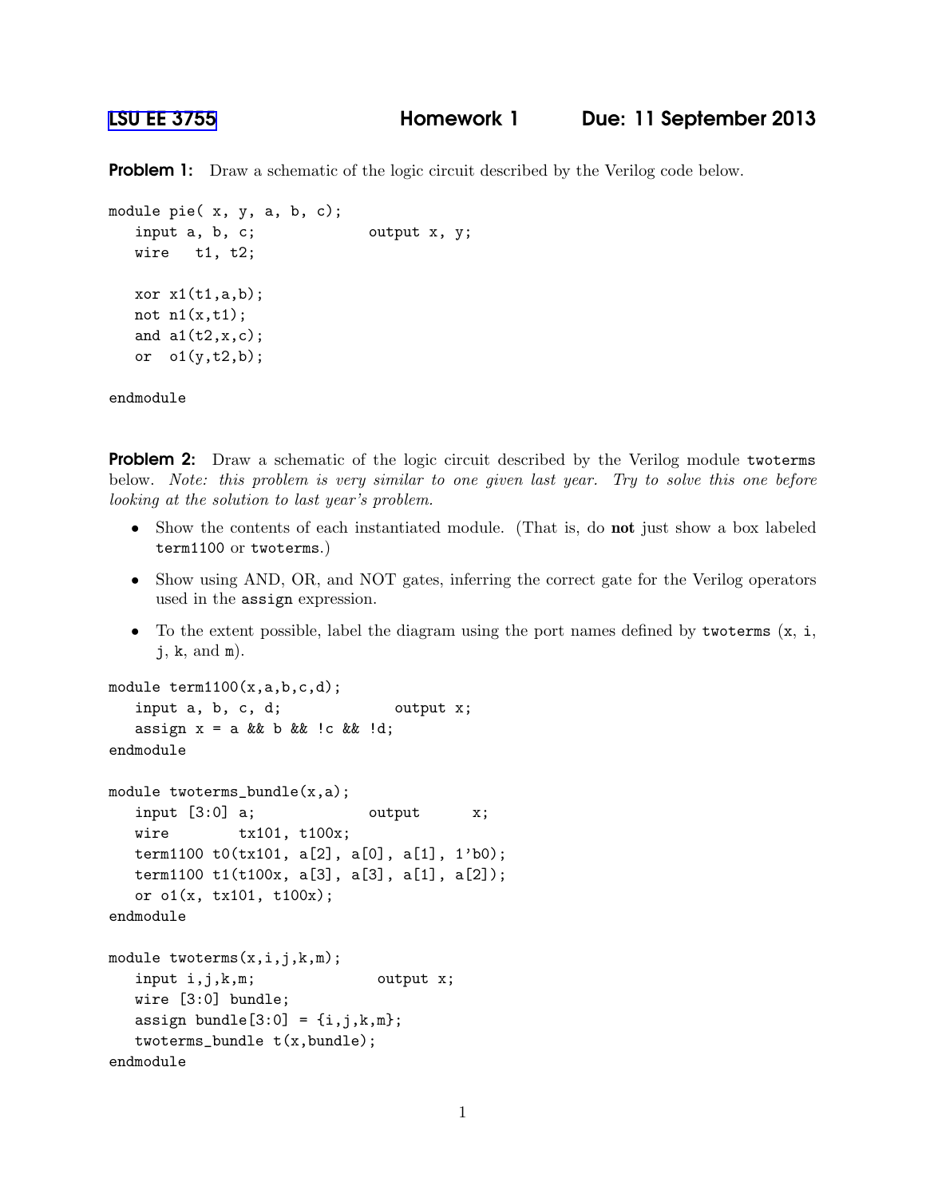# LSU EE 3755 Homework 1 Due: 11 September 2013

**Problem 1:** Draw a schematic of the logic circuit described by the Verilog code below.

```
module pie( x, y, a, b, c);
   input a, b, c;              output x, y;
   wire   t1, t2;

   xor x1(t1,a,b);
   not n1(x,t1);
   and a1(t2,x,c);
   or  o1(y,t2,b);

endmodule
```

**Problem 2:** Draw a schematic of the logic circuit described by the Verilog module `twoterms` below. *Note: this problem is very similar to one given last year. Try to solve this one before looking at the solution to last year's problem.*

- Show the contents of each instantiated module. (That is, do **not** just show a box labeled `term1100` or `twoterms`.)
- Show using AND, OR, and NOT gates, inferring the correct gate for the Verilog operators used in the `assign` expression.
- To the extent possible, label the diagram using the port names defined by `twoterms` (`x`, `i`, `j`, `k`, and `m`).

```
module term1100(x,a,b,c,d);
   input a, b, c, d;            output x;
   assign x = a && b && !c && !d;
endmodule

module twoterms_bundle(x,a);
   input [3:0] a;             output      x;
   wire        tx101, t100x;
   term1100 t0(tx101, a[2], a[0], a[1], 1'b0);
   term1100 t1(t100x, a[3], a[3], a[1], a[2]);
   or o1(x, tx101, t100x);
endmodule

module twoterms(x,i,j,k,m);
   input i,j,k,m;              output x;
   wire [3:0] bundle;
   assign bundle[3:0] = {i,j,k,m};
   twoterms_bundle t(x,bundle);
endmodule
```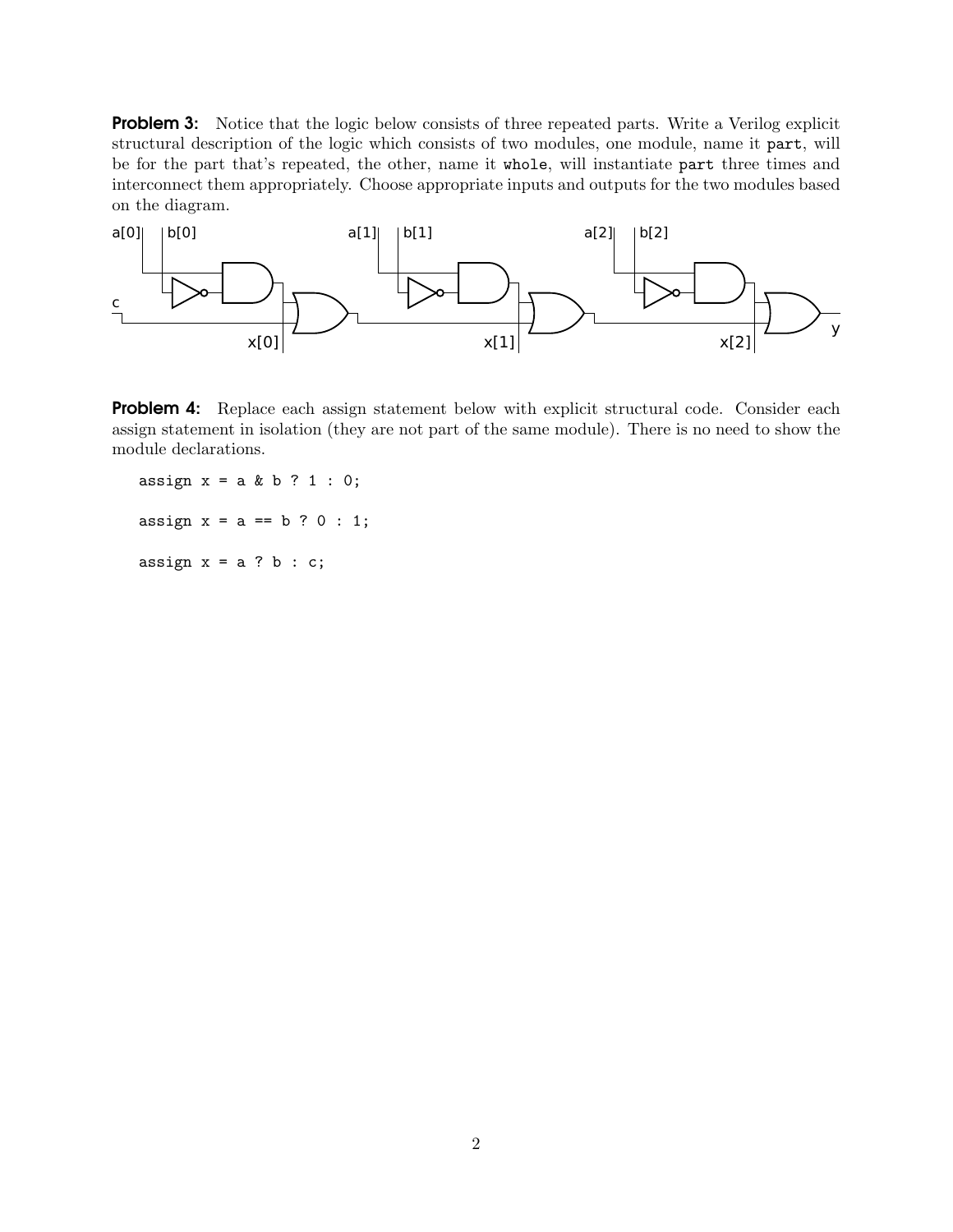**Problem 3:** Notice that the logic below consists of three repeated parts. Write a Verilog explicit structural description of the logic which consists of two modules, one module, name it `part`, will be for the part that's repeated, the other, name it `whole`, will instantiate `part` three times and interconnect them appropriately. Choose appropriate inputs and outputs for the two modules based on the diagram.

a[0] b[0] a[1] b[1] a[2] b[2]

c

x[0] x[1] x[2] y

**Problem 4:** Replace each assign statement below with explicit structural code. Consider each assign statement in isolation (they are not part of the same module). There is no need to show the module declarations.

```
assign x = a & b ? 1 : 0;

assign x = a == b ? 0 : 1;

assign x = a ? b : c;
```